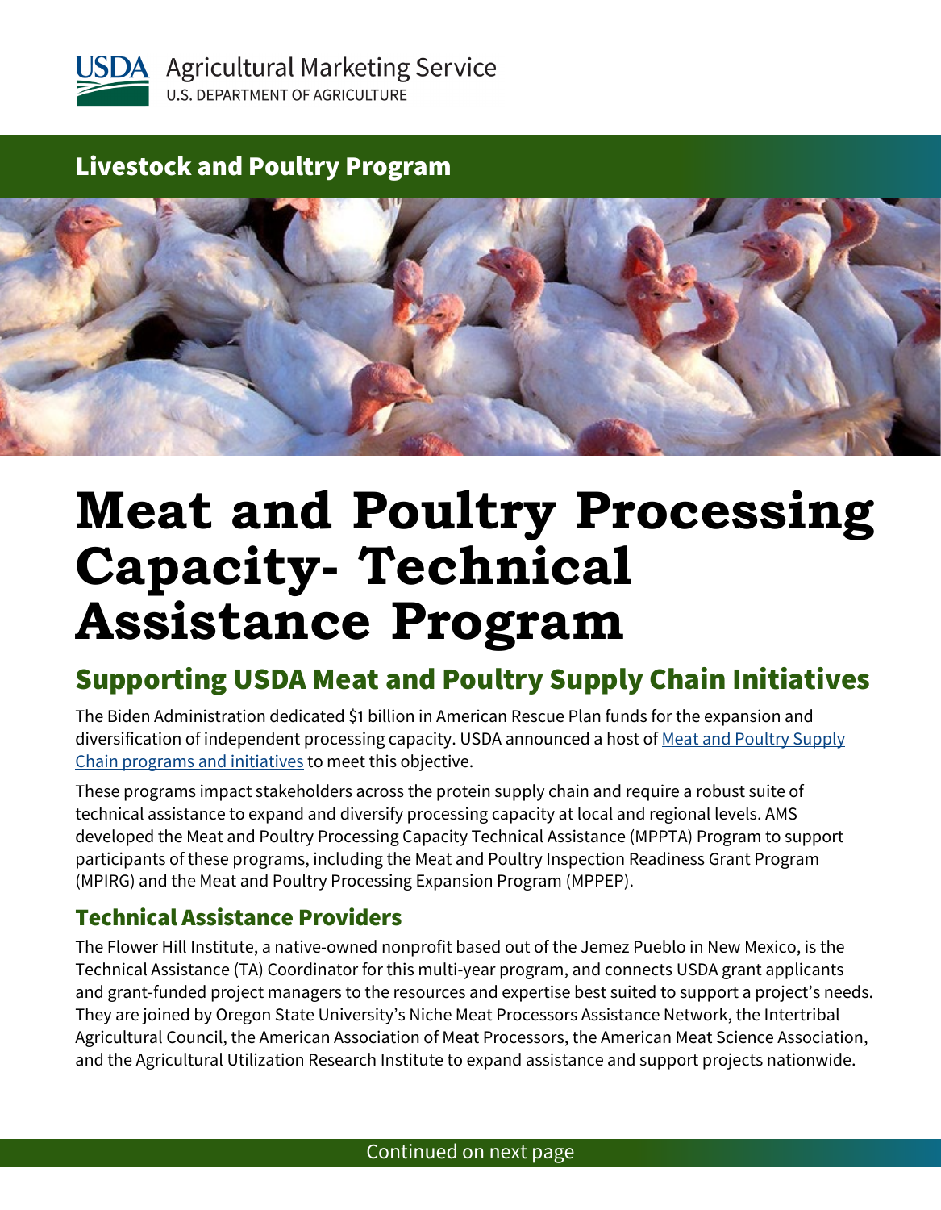USDA Agricultural Marketing Service
U.S. DEPARTMENT OF AGRICULTURE

Livestock and Poultry Program

# Meat and Poultry Processing Capacity- Technical Assistance Program

## Supporting USDA Meat and Poultry Supply Chain Initiatives

The Biden Administration dedicated $1 billion in American Rescue Plan funds for the expansion and diversification of independent processing capacity. USDA announced a host of Meat and Poultry Supply Chain programs and initiatives to meet this objective.

These programs impact stakeholders across the protein supply chain and require a robust suite of technical assistance to expand and diversify processing capacity at local and regional levels. AMS developed the Meat and Poultry Processing Capacity Technical Assistance (MPPTA) Program to support participants of these programs, including the Meat and Poultry Inspection Readiness Grant Program (MPIRG) and the Meat and Poultry Processing Expansion Program (MPPEP).

### Technical Assistance Providers

The Flower Hill Institute, a native-owned nonprofit based out of the Jemez Pueblo in New Mexico, is the Technical Assistance (TA) Coordinator for this multi-year program, and connects USDA grant applicants and grant-funded project managers to the resources and expertise best suited to support a project's needs. They are joined by Oregon State University's Niche Meat Processors Assistance Network, the Intertribal Agricultural Council, the American Association of Meat Processors, the American Meat Science Association, and the Agricultural Utilization Research Institute to expand assistance and support projects nationwide.

Continued on next page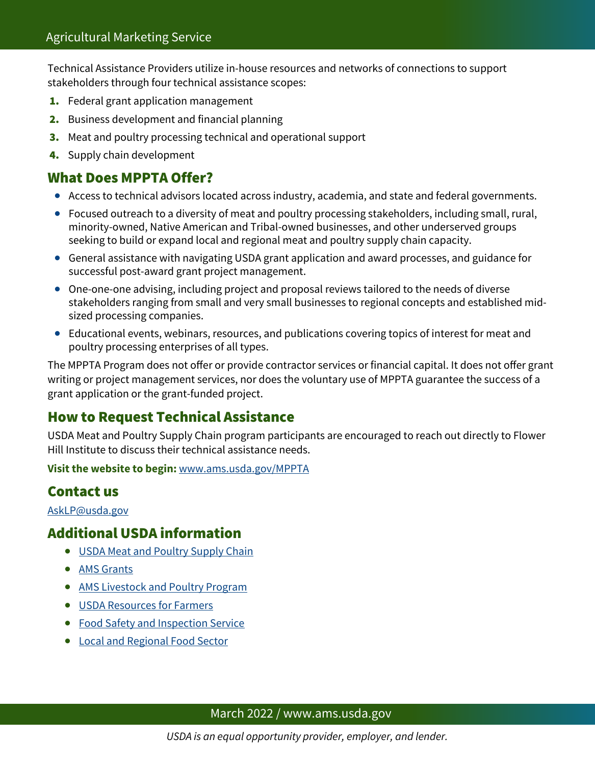Technical Assistance Providers utilize in-house resources and networks of connections to support stakeholders through four technical assistance scopes:

1. Federal grant application management
2. Business development and financial planning
3. Meat and poultry processing technical and operational support
4. Supply chain development

## What Does MPPTA Offer?

- Access to technical advisors located across industry, academia, and state and federal governments.
- Focused outreach to a diversity of meat and poultry processing stakeholders, including small, rural, minority-owned, Native American and Tribal-owned businesses, and other underserved groups seeking to build or expand local and regional meat and poultry supply chain capacity.
- General assistance with navigating USDA grant application and award processes, and guidance for successful post-award grant project management.
- One-one-one advising, including project and proposal reviews tailored to the needs of diverse stakeholders ranging from small and very small businesses to regional concepts and established mid-sized processing companies.
- Educational events, webinars, resources, and publications covering topics of interest for meat and poultry processing enterprises of all types.

The MPPTA Program does not offer or provide contractor services or financial capital. It does not offer grant writing or project management services, nor does the voluntary use of MPPTA guarantee the success of a grant application or the grant-funded project.

## How to Request Technical Assistance

USDA Meat and Poultry Supply Chain program participants are encouraged to reach out directly to Flower Hill Institute to discuss their technical assistance needs.

**Visit the website to begin:** www.ams.usda.gov/MPPTA

## Contact us

AskLP@usda.gov

## Additional USDA information

- USDA Meat and Poultry Supply Chain
- AMS Grants
- AMS Livestock and Poultry Program
- USDA Resources for Farmers
- Food Safety and Inspection Service
- Local and Regional Food Sector

March 2022 / www.ams.usda.gov

*USDA is an equal opportunity provider, employer, and lender.*